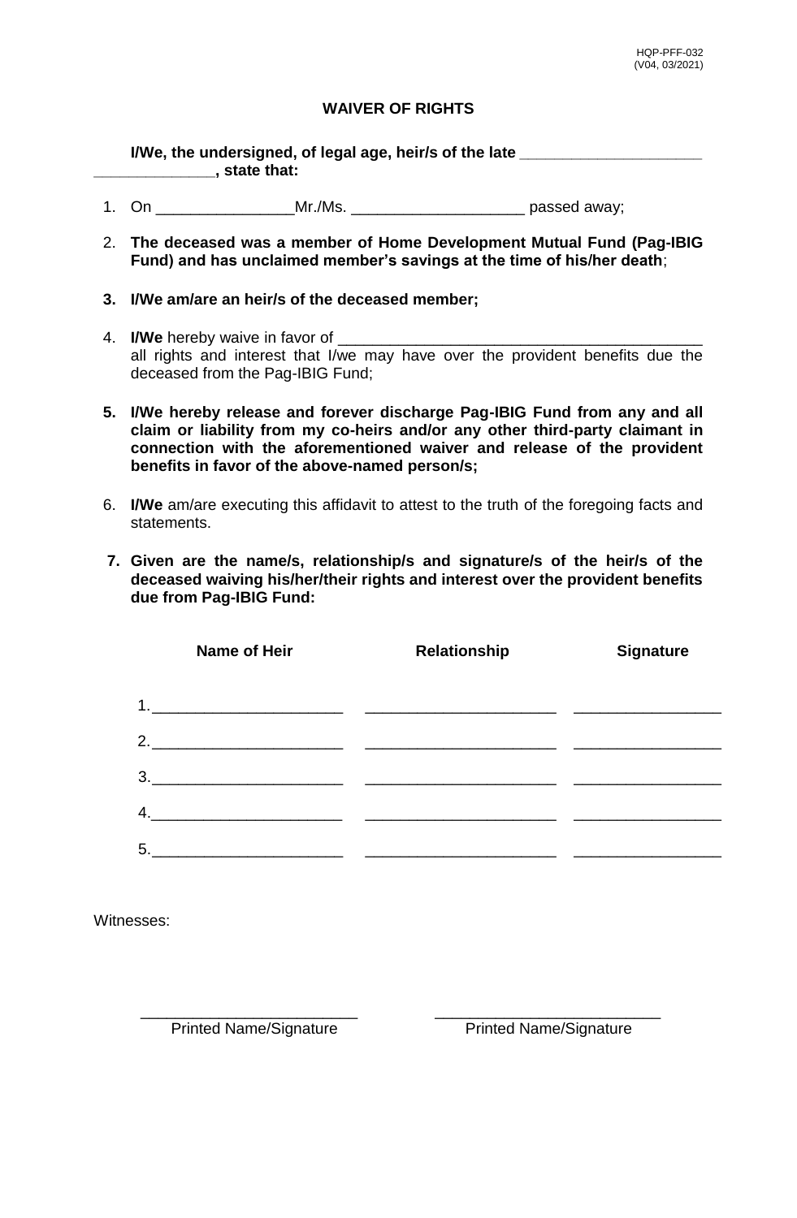HQP-PFF-032
(V04, 03/2021)

# WAIVER OF RIGHTS

**I/We, the undersigned, of legal age, heir/s of the late ____________________ _____________, state that:**

1. On ________________Mr./Ms. ____________________ passed away;
2. **The deceased was a member of Home Development Mutual Fund (Pag-IBIG Fund) and has unclaimed member's savings at the time of his/her death**;
3. **I/We am/are an heir/s of the deceased member;**
4. **I/We** hereby waive in favor of ___________________________________________ all rights and interest that I/we may have over the provident benefits due the deceased from the Pag-IBIG Fund;
5. **I/We hereby release and forever discharge Pag-IBIG Fund from any and all claim or liability from my co-heirs and/or any other third-party claimant in connection with the aforementioned waiver and release of the provident benefits in favor of the above-named person/s;**
6. **I/We** am/are executing this affidavit to attest to the truth of the foregoing facts and statements.
7. **Given are the name/s, relationship/s and signature/s of the heir/s of the deceased waiving his/her/their rights and interest over the provident benefits due from Pag-IBIG Fund:**

| Name of Heir | Relationship | Signature |
|---|---|---|
| 1.______________________ | ______________________ | _________________ |
| 2.______________________ | ______________________ | _________________ |
| 3.______________________ | ______________________ | _________________ |
| 4.______________________ | ______________________ | _________________ |
| 5.______________________ | ______________________ | _________________ |

Witnesses:

_________________________ Printed Name/Signature

_________________________ Printed Name/Signature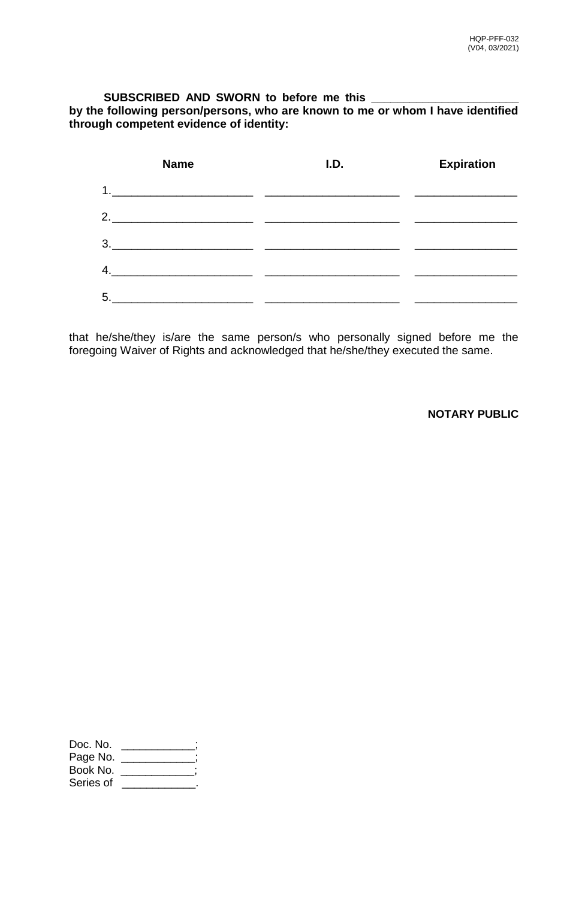**SUBSCRIBED AND SWORN to before me this _______________________ by the following person/persons, who are known to me or whom I have identified through competent evidence of identity:**

| Name | I.D. | Expiration |
|---|---|---|
| 1.______________________ | ______________________ | ________________ |
| 2.______________________ | ______________________ | ________________ |
| 3.______________________ | ______________________ | ________________ |
| 4.______________________ | ______________________ | ________________ |
| 5.______________________ | ______________________ | ________________ |

that he/she/they is/are the same person/s who personally signed before me the foregoing Waiver of Rights and acknowledged that he/she/they executed the same.

**NOTARY PUBLIC**

Doc. No. ____________;
Page No. ____________;
Book No. ____________;
Series of ____________.